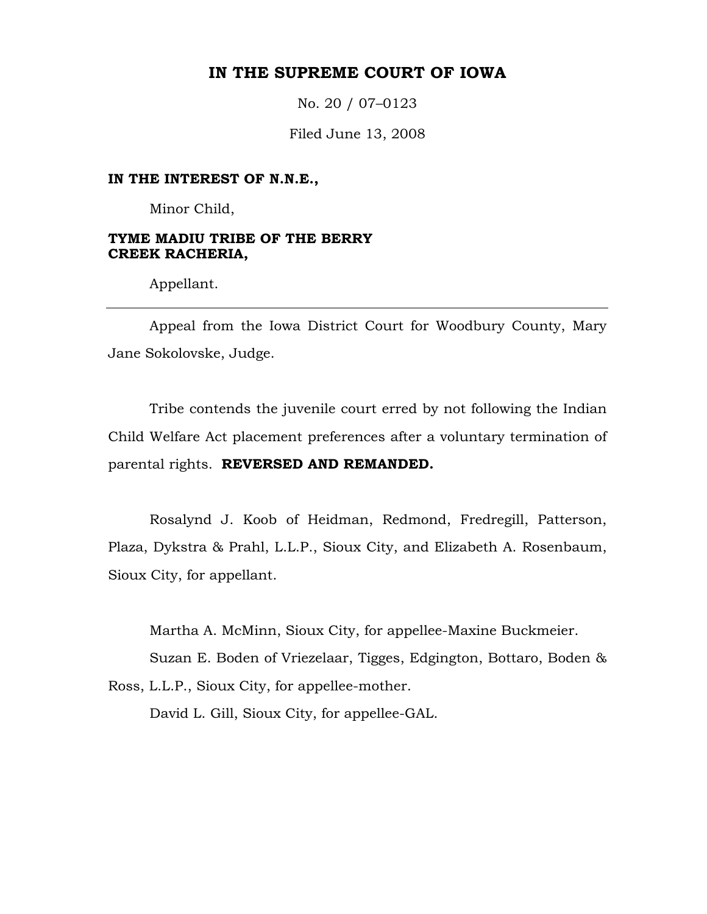# IN THE SUPREME COURT OF IOWA

No. 20 / 07–0123

Filed June 13, 2008

**IN THE INTEREST OF N.N.E.,**

Minor Child,

**TYME MADIU TRIBE OF THE BERRY CREEK RACHERIA,**

Appellant.

---

Appeal from the Iowa District Court for Woodbury County, Mary Jane Sokolovske, Judge.

Tribe contends the juvenile court erred by not following the Indian Child Welfare Act placement preferences after a voluntary termination of parental rights. **REVERSED AND REMANDED.**

Rosalynd J. Koob of Heidman, Redmond, Fredregill, Patterson, Plaza, Dykstra & Prahl, L.L.P., Sioux City, and Elizabeth A. Rosenbaum, Sioux City, for appellant.

Martha A. McMinn, Sioux City, for appellee-Maxine Buckmeier.

Suzan E. Boden of Vriezelaar, Tigges, Edgington, Bottaro, Boden & Ross, L.L.P., Sioux City, for appellee-mother.

David L. Gill, Sioux City, for appellee-GAL.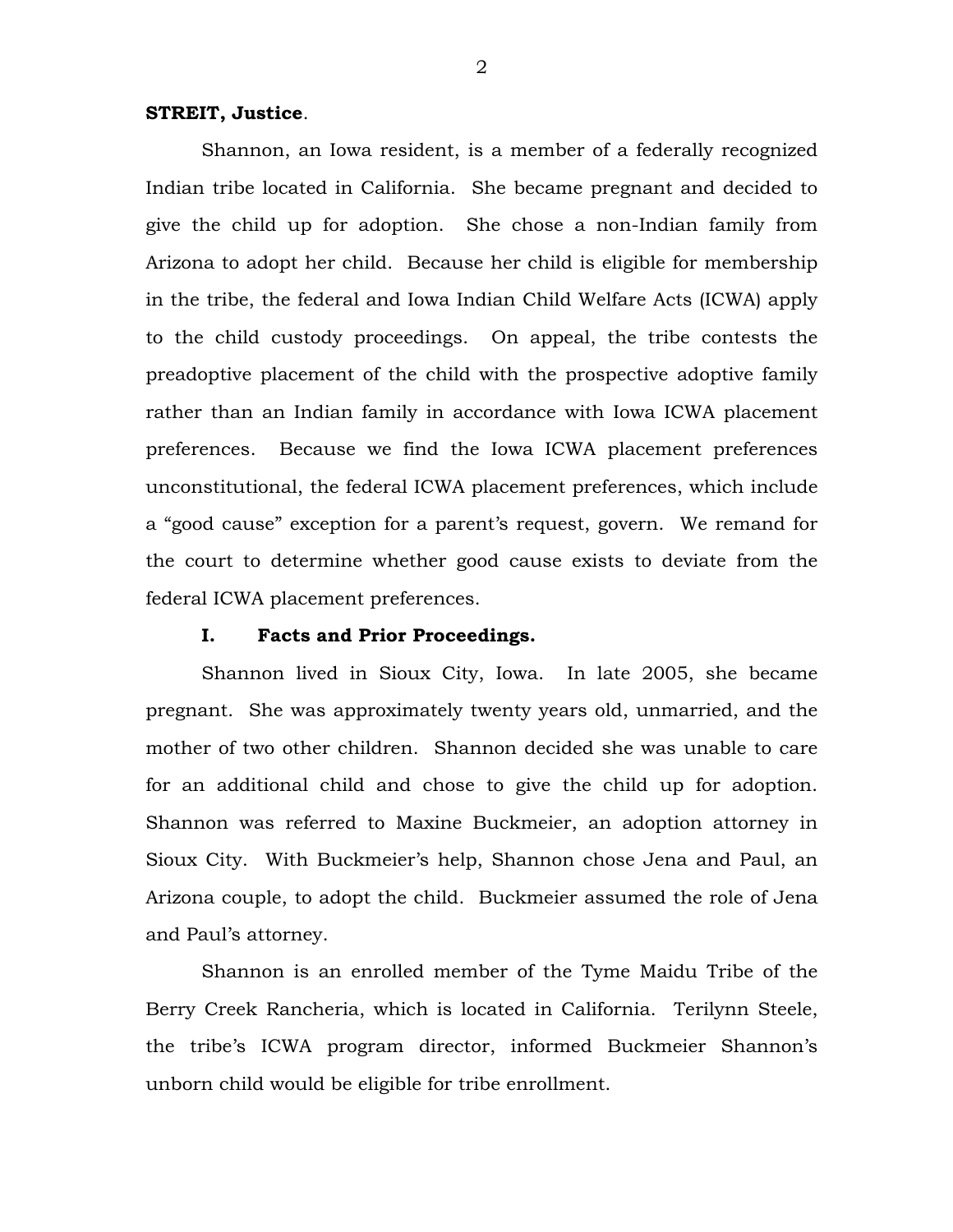**STREIT, Justice**.

Shannon, an Iowa resident, is a member of a federally recognized Indian tribe located in California. She became pregnant and decided to give the child up for adoption. She chose a non-Indian family from Arizona to adopt her child. Because her child is eligible for membership in the tribe, the federal and Iowa Indian Child Welfare Acts (ICWA) apply to the child custody proceedings. On appeal, the tribe contests the preadoptive placement of the child with the prospective adoptive family rather than an Indian family in accordance with Iowa ICWA placement preferences. Because we find the Iowa ICWA placement preferences unconstitutional, the federal ICWA placement preferences, which include a "good cause" exception for a parent's request, govern. We remand for the court to determine whether good cause exists to deviate from the federal ICWA placement preferences.

## I. Facts and Prior Proceedings.

Shannon lived in Sioux City, Iowa. In late 2005, she became pregnant. She was approximately twenty years old, unmarried, and the mother of two other children. Shannon decided she was unable to care for an additional child and chose to give the child up for adoption. Shannon was referred to Maxine Buckmeier, an adoption attorney in Sioux City. With Buckmeier's help, Shannon chose Jena and Paul, an Arizona couple, to adopt the child. Buckmeier assumed the role of Jena and Paul's attorney.

Shannon is an enrolled member of the Tyme Maidu Tribe of the Berry Creek Rancheria, which is located in California. Terilynn Steele, the tribe's ICWA program director, informed Buckmeier Shannon's unborn child would be eligible for tribe enrollment.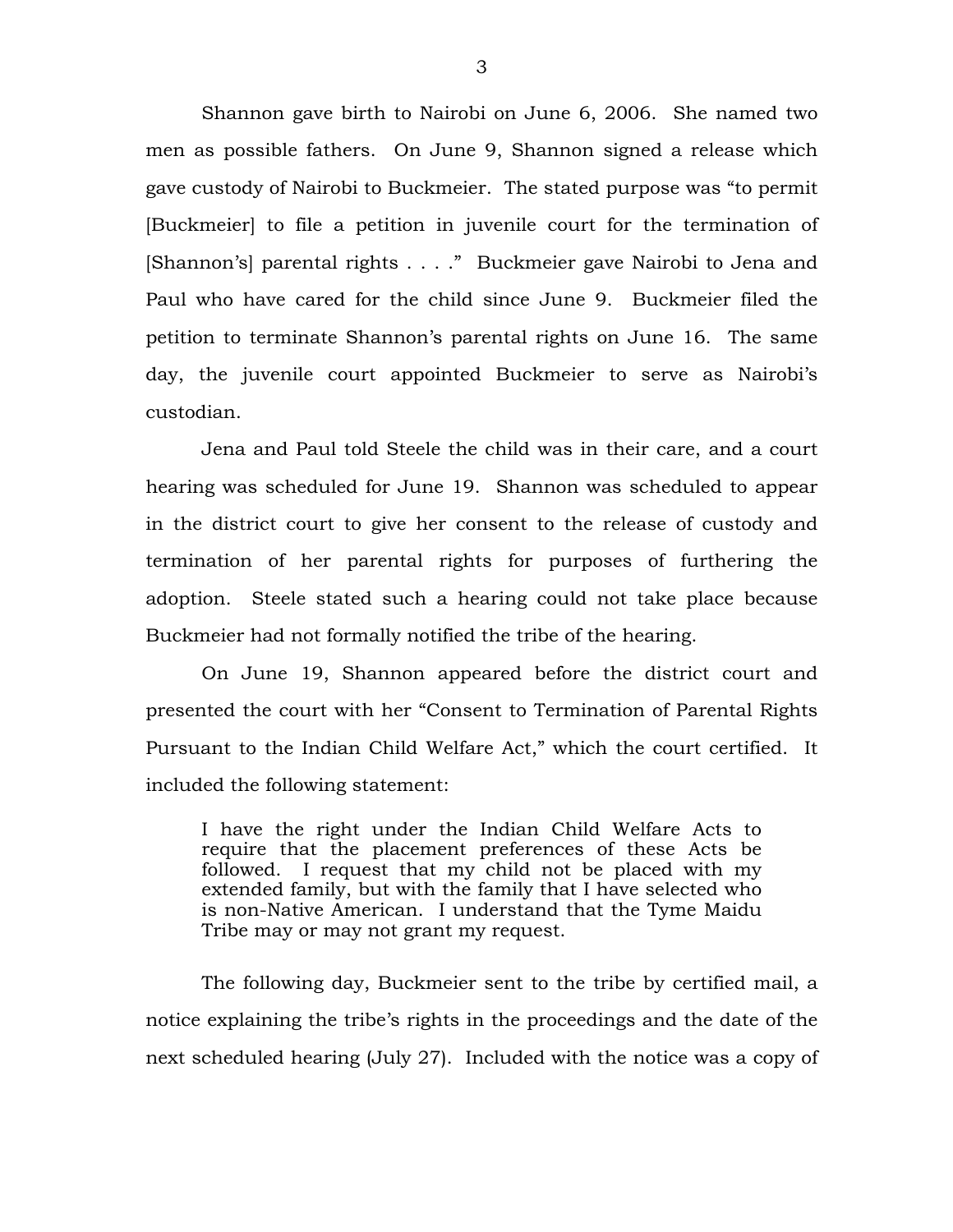Shannon gave birth to Nairobi on June 6, 2006. She named two men as possible fathers. On June 9, Shannon signed a release which gave custody of Nairobi to Buckmeier. The stated purpose was "to permit [Buckmeier] to file a petition in juvenile court for the termination of [Shannon's] parental rights . . . ." Buckmeier gave Nairobi to Jena and Paul who have cared for the child since June 9. Buckmeier filed the petition to terminate Shannon's parental rights on June 16. The same day, the juvenile court appointed Buckmeier to serve as Nairobi's custodian.

Jena and Paul told Steele the child was in their care, and a court hearing was scheduled for June 19. Shannon was scheduled to appear in the district court to give her consent to the release of custody and termination of her parental rights for purposes of furthering the adoption. Steele stated such a hearing could not take place because Buckmeier had not formally notified the tribe of the hearing.

On June 19, Shannon appeared before the district court and presented the court with her "Consent to Termination of Parental Rights Pursuant to the Indian Child Welfare Act," which the court certified. It included the following statement:

> I have the right under the Indian Child Welfare Acts to require that the placement preferences of these Acts be followed. I request that my child not be placed with my extended family, but with the family that I have selected who is non-Native American. I understand that the Tyme Maidu Tribe may or may not grant my request.

The following day, Buckmeier sent to the tribe by certified mail, a notice explaining the tribe's rights in the proceedings and the date of the next scheduled hearing (July 27). Included with the notice was a copy of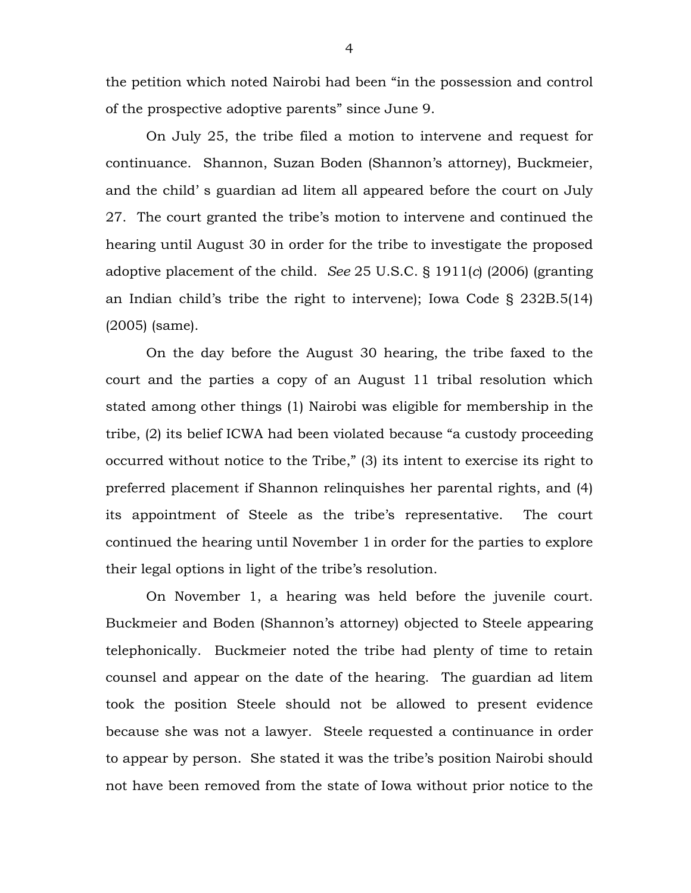the petition which noted Nairobi had been "in the possession and control of the prospective adoptive parents" since June 9.

On July 25, the tribe filed a motion to intervene and request for continuance. Shannon, Suzan Boden (Shannon's attorney), Buckmeier, and the child' s guardian ad litem all appeared before the court on July 27. The court granted the tribe's motion to intervene and continued the hearing until August 30 in order for the tribe to investigate the proposed adoptive placement of the child. *See* 25 U.S.C. § 1911(*c*) (2006) (granting an Indian child's tribe the right to intervene); Iowa Code § 232B.5(14) (2005) (same).

On the day before the August 30 hearing, the tribe faxed to the court and the parties a copy of an August 11 tribal resolution which stated among other things (1) Nairobi was eligible for membership in the tribe, (2) its belief ICWA had been violated because "a custody proceeding occurred without notice to the Tribe," (3) its intent to exercise its right to preferred placement if Shannon relinquishes her parental rights, and (4) its appointment of Steele as the tribe's representative. The court continued the hearing until November 1 in order for the parties to explore their legal options in light of the tribe's resolution.

On November 1, a hearing was held before the juvenile court. Buckmeier and Boden (Shannon's attorney) objected to Steele appearing telephonically. Buckmeier noted the tribe had plenty of time to retain counsel and appear on the date of the hearing. The guardian ad litem took the position Steele should not be allowed to present evidence because she was not a lawyer. Steele requested a continuance in order to appear by person. She stated it was the tribe's position Nairobi should not have been removed from the state of Iowa without prior notice to the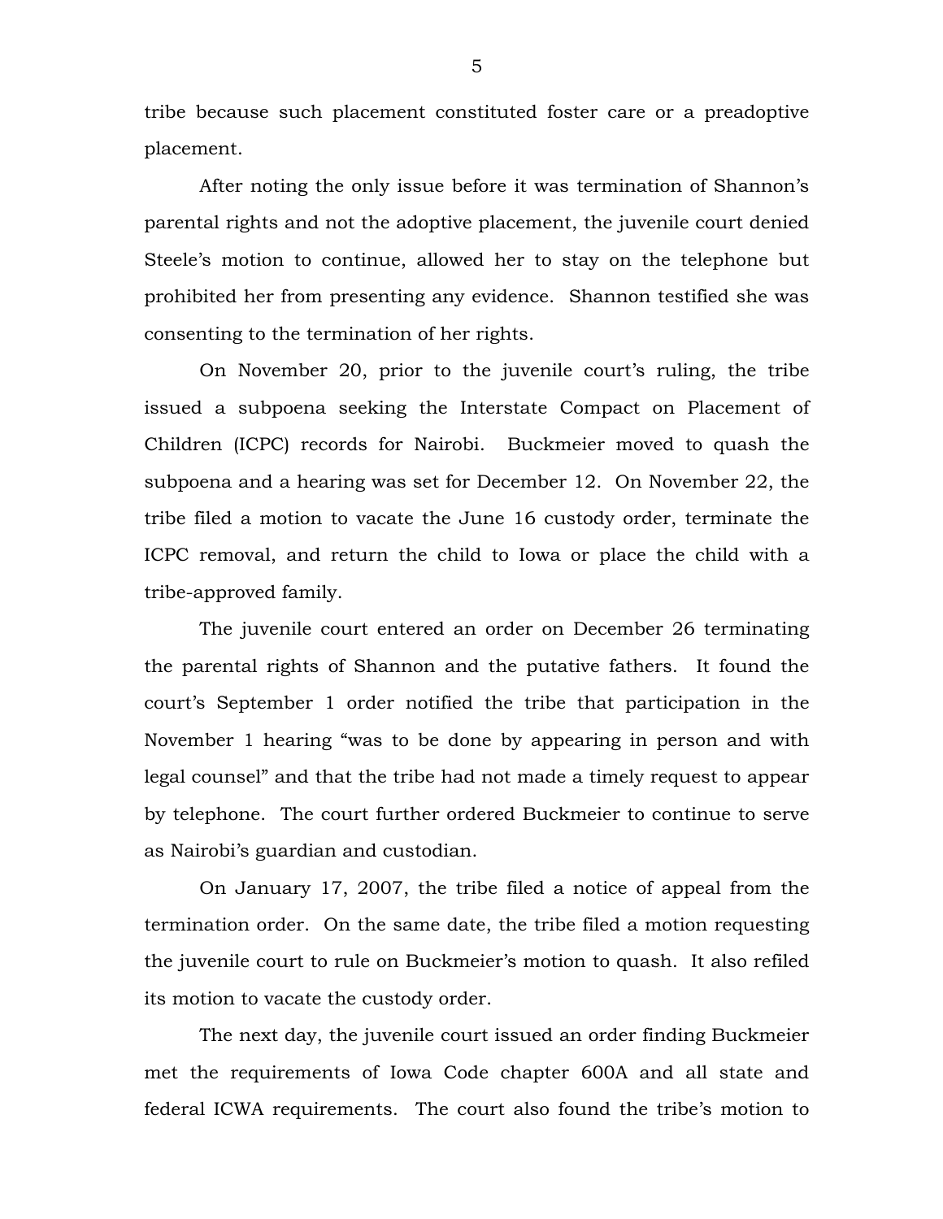tribe because such placement constituted foster care or a preadoptive placement.

After noting the only issue before it was termination of Shannon's parental rights and not the adoptive placement, the juvenile court denied Steele's motion to continue, allowed her to stay on the telephone but prohibited her from presenting any evidence. Shannon testified she was consenting to the termination of her rights.

On November 20, prior to the juvenile court's ruling, the tribe issued a subpoena seeking the Interstate Compact on Placement of Children (ICPC) records for Nairobi. Buckmeier moved to quash the subpoena and a hearing was set for December 12. On November 22, the tribe filed a motion to vacate the June 16 custody order, terminate the ICPC removal, and return the child to Iowa or place the child with a tribe-approved family.

The juvenile court entered an order on December 26 terminating the parental rights of Shannon and the putative fathers. It found the court's September 1 order notified the tribe that participation in the November 1 hearing "was to be done by appearing in person and with legal counsel" and that the tribe had not made a timely request to appear by telephone. The court further ordered Buckmeier to continue to serve as Nairobi's guardian and custodian.

On January 17, 2007, the tribe filed a notice of appeal from the termination order. On the same date, the tribe filed a motion requesting the juvenile court to rule on Buckmeier's motion to quash. It also refiled its motion to vacate the custody order.

The next day, the juvenile court issued an order finding Buckmeier met the requirements of Iowa Code chapter 600A and all state and federal ICWA requirements. The court also found the tribe's motion to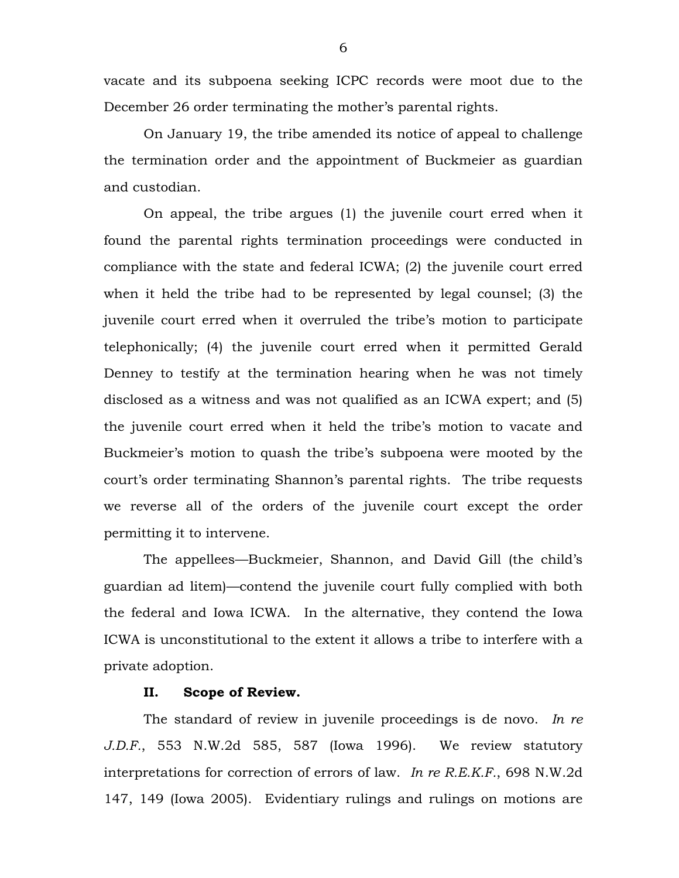vacate and its subpoena seeking ICPC records were moot due to the December 26 order terminating the mother's parental rights.

On January 19, the tribe amended its notice of appeal to challenge the termination order and the appointment of Buckmeier as guardian and custodian.

On appeal, the tribe argues (1) the juvenile court erred when it found the parental rights termination proceedings were conducted in compliance with the state and federal ICWA; (2) the juvenile court erred when it held the tribe had to be represented by legal counsel; (3) the juvenile court erred when it overruled the tribe's motion to participate telephonically; (4) the juvenile court erred when it permitted Gerald Denney to testify at the termination hearing when he was not timely disclosed as a witness and was not qualified as an ICWA expert; and (5) the juvenile court erred when it held the tribe's motion to vacate and Buckmeier's motion to quash the tribe's subpoena were mooted by the court's order terminating Shannon's parental rights. The tribe requests we reverse all of the orders of the juvenile court except the order permitting it to intervene.

The appellees—Buckmeier, Shannon, and David Gill (the child's guardian ad litem)—contend the juvenile court fully complied with both the federal and Iowa ICWA. In the alternative, they contend the Iowa ICWA is unconstitutional to the extent it allows a tribe to interfere with a private adoption.

## II. Scope of Review.

The standard of review in juvenile proceedings is de novo. *In re J.D.F.*, 553 N.W.2d 585, 587 (Iowa 1996). We review statutory interpretations for correction of errors of law. *In re R.E.K.F.*, 698 N.W.2d 147, 149 (Iowa 2005). Evidentiary rulings and rulings on motions are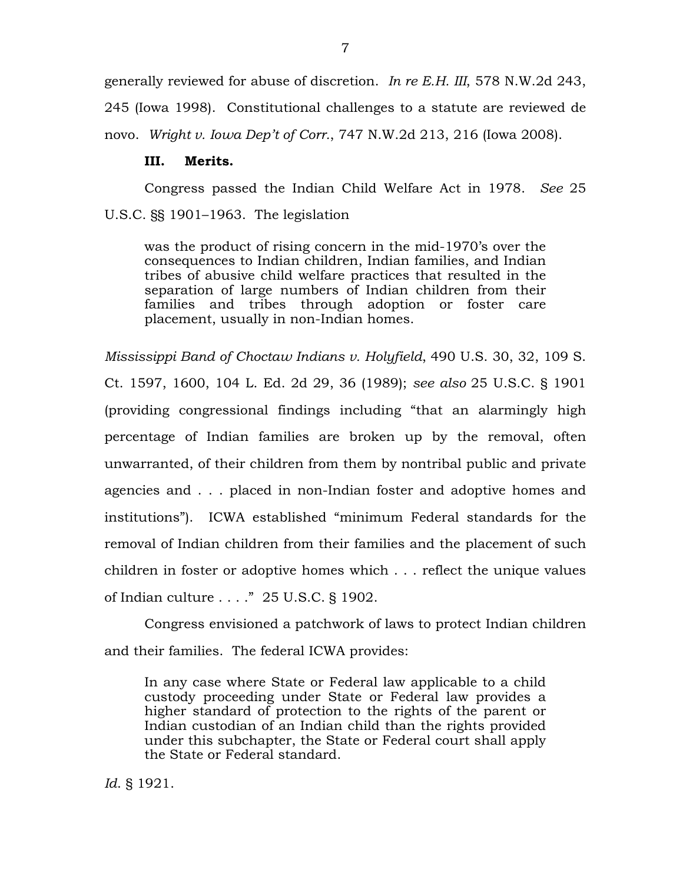generally reviewed for abuse of discretion. *In re E.H. III*, 578 N.W.2d 243, 245 (Iowa 1998). Constitutional challenges to a statute are reviewed de novo. *Wright v. Iowa Dep't of Corr.*, 747 N.W.2d 213, 216 (Iowa 2008).

## III. Merits.

Congress passed the Indian Child Welfare Act in 1978. *See* 25 U.S.C. §§ 1901–1963. The legislation

> was the product of rising concern in the mid-1970's over the consequences to Indian children, Indian families, and Indian tribes of abusive child welfare practices that resulted in the separation of large numbers of Indian children from their families and tribes through adoption or foster care placement, usually in non-Indian homes.

*Mississippi Band of Choctaw Indians v. Holyfield*, 490 U.S. 30, 32, 109 S. Ct. 1597, 1600, 104 L. Ed. 2d 29, 36 (1989); *see also* 25 U.S.C. § 1901 (providing congressional findings including "that an alarmingly high percentage of Indian families are broken up by the removal, often unwarranted, of their children from them by nontribal public and private agencies and . . . placed in non-Indian foster and adoptive homes and institutions"). ICWA established "minimum Federal standards for the removal of Indian children from their families and the placement of such children in foster or adoptive homes which . . . reflect the unique values of Indian culture . . . ." 25 U.S.C. § 1902.

Congress envisioned a patchwork of laws to protect Indian children and their families. The federal ICWA provides:

> In any case where State or Federal law applicable to a child custody proceeding under State or Federal law provides a higher standard of protection to the rights of the parent or Indian custodian of an Indian child than the rights provided under this subchapter, the State or Federal court shall apply the State or Federal standard.

*Id.* § 1921.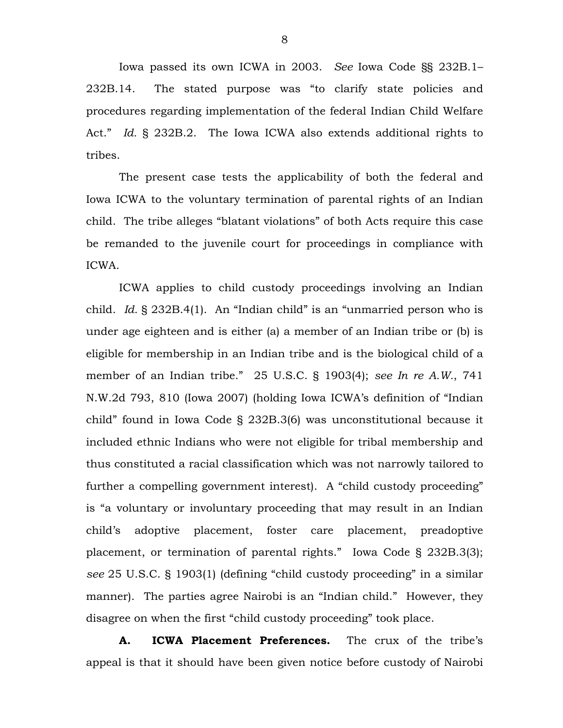Iowa passed its own ICWA in 2003. *See* Iowa Code §§ 232B.1–232B.14. The stated purpose was "to clarify state policies and procedures regarding implementation of the federal Indian Child Welfare Act." *Id.* § 232B.2. The Iowa ICWA also extends additional rights to tribes.

The present case tests the applicability of both the federal and Iowa ICWA to the voluntary termination of parental rights of an Indian child. The tribe alleges "blatant violations" of both Acts require this case be remanded to the juvenile court for proceedings in compliance with ICWA.

ICWA applies to child custody proceedings involving an Indian child. *Id.* § 232B.4(1). An "Indian child" is an "unmarried person who is under age eighteen and is either (a) a member of an Indian tribe or (b) is eligible for membership in an Indian tribe and is the biological child of a member of an Indian tribe." 25 U.S.C. § 1903(4); *see In re A.W.*, 741 N.W.2d 793, 810 (Iowa 2007) (holding Iowa ICWA's definition of "Indian child" found in Iowa Code § 232B.3(6) was unconstitutional because it included ethnic Indians who were not eligible for tribal membership and thus constituted a racial classification which was not narrowly tailored to further a compelling government interest). A "child custody proceeding" is "a voluntary or involuntary proceeding that may result in an Indian child's adoptive placement, foster care placement, preadoptive placement, or termination of parental rights." Iowa Code § 232B.3(3); *see* 25 U.S.C. § 1903(1) (defining "child custody proceeding" in a similar manner). The parties agree Nairobi is an "Indian child." However, they disagree on when the first "child custody proceeding" took place.

**A. ICWA Placement Preferences.** The crux of the tribe's appeal is that it should have been given notice before custody of Nairobi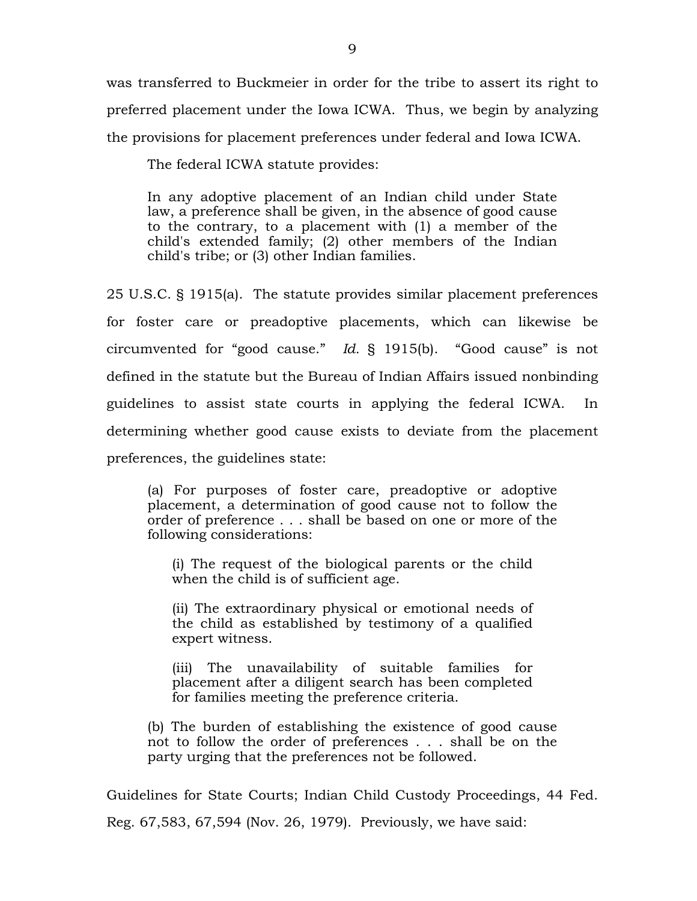was transferred to Buckmeier in order for the tribe to assert its right to preferred placement under the Iowa ICWA. Thus, we begin by analyzing the provisions for placement preferences under federal and Iowa ICWA.

The federal ICWA statute provides:

> In any adoptive placement of an Indian child under State law, a preference shall be given, in the absence of good cause to the contrary, to a placement with (1) a member of the child's extended family; (2) other members of the Indian child's tribe; or (3) other Indian families.

25 U.S.C. § 1915(a). The statute provides similar placement preferences for foster care or preadoptive placements, which can likewise be circumvented for "good cause." *Id.* § 1915(b). "Good cause" is not defined in the statute but the Bureau of Indian Affairs issued nonbinding guidelines to assist state courts in applying the federal ICWA. In determining whether good cause exists to deviate from the placement preferences, the guidelines state:

> (a) For purposes of foster care, preadoptive or adoptive placement, a determination of good cause not to follow the order of preference . . . shall be based on one or more of the following considerations:
>
> > (i) The request of the biological parents or the child when the child is of sufficient age.
> >
> > (ii) The extraordinary physical or emotional needs of the child as established by testimony of a qualified expert witness.
> >
> > (iii) The unavailability of suitable families for placement after a diligent search has been completed for families meeting the preference criteria.
>
> (b) The burden of establishing the existence of good cause not to follow the order of preferences . . . shall be on the party urging that the preferences not be followed.

Guidelines for State Courts; Indian Child Custody Proceedings, 44 Fed. Reg. 67,583, 67,594 (Nov. 26, 1979). Previously, we have said: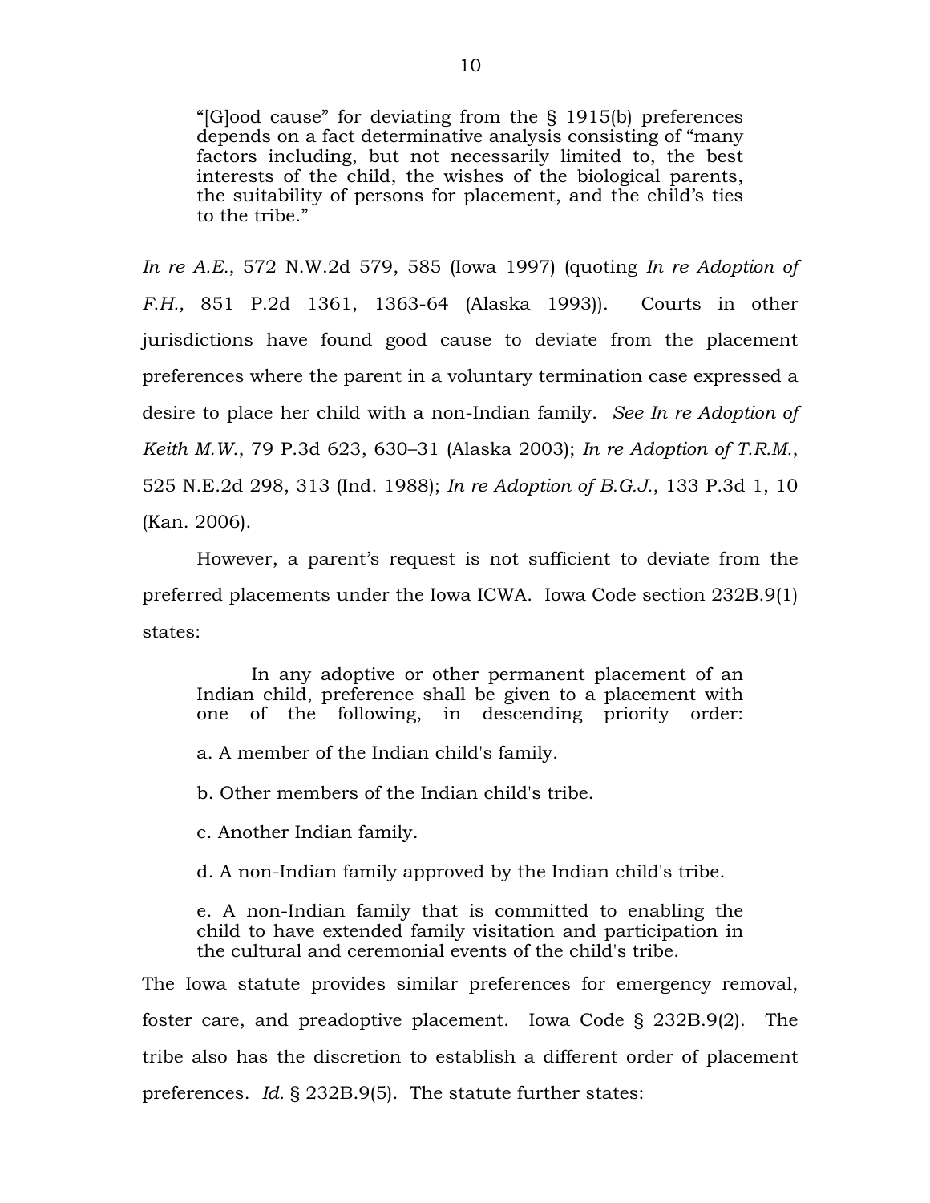> "[G]ood cause" for deviating from the § 1915(b) preferences depends on a fact determinative analysis consisting of "many factors including, but not necessarily limited to, the best interests of the child, the wishes of the biological parents, the suitability of persons for placement, and the child's ties to the tribe."

*In re A.E.*, 572 N.W.2d 579, 585 (Iowa 1997) (quoting *In re Adoption of F.H.,* 851 P.2d 1361, 1363-64 (Alaska 1993)). Courts in other jurisdictions have found good cause to deviate from the placement preferences where the parent in a voluntary termination case expressed a desire to place her child with a non-Indian family. *See In re Adoption of Keith M.W.*, 79 P.3d 623, 630–31 (Alaska 2003); *In re Adoption of T.R.M.*, 525 N.E.2d 298, 313 (Ind. 1988); *In re Adoption of B.G.J.*, 133 P.3d 1, 10 (Kan. 2006).

However, a parent's request is not sufficient to deviate from the preferred placements under the Iowa ICWA. Iowa Code section 232B.9(1) states:

> In any adoptive or other permanent placement of an Indian child, preference shall be given to a placement with one of the following, in descending priority order:
>
> a. A member of the Indian child's family.
>
> b. Other members of the Indian child's tribe.
>
> c. Another Indian family.
>
> d. A non-Indian family approved by the Indian child's tribe.
>
> e. A non-Indian family that is committed to enabling the child to have extended family visitation and participation in the cultural and ceremonial events of the child's tribe.

The Iowa statute provides similar preferences for emergency removal, foster care, and preadoptive placement. Iowa Code § 232B.9(2). The tribe also has the discretion to establish a different order of placement preferences. *Id.* § 232B.9(5). The statute further states: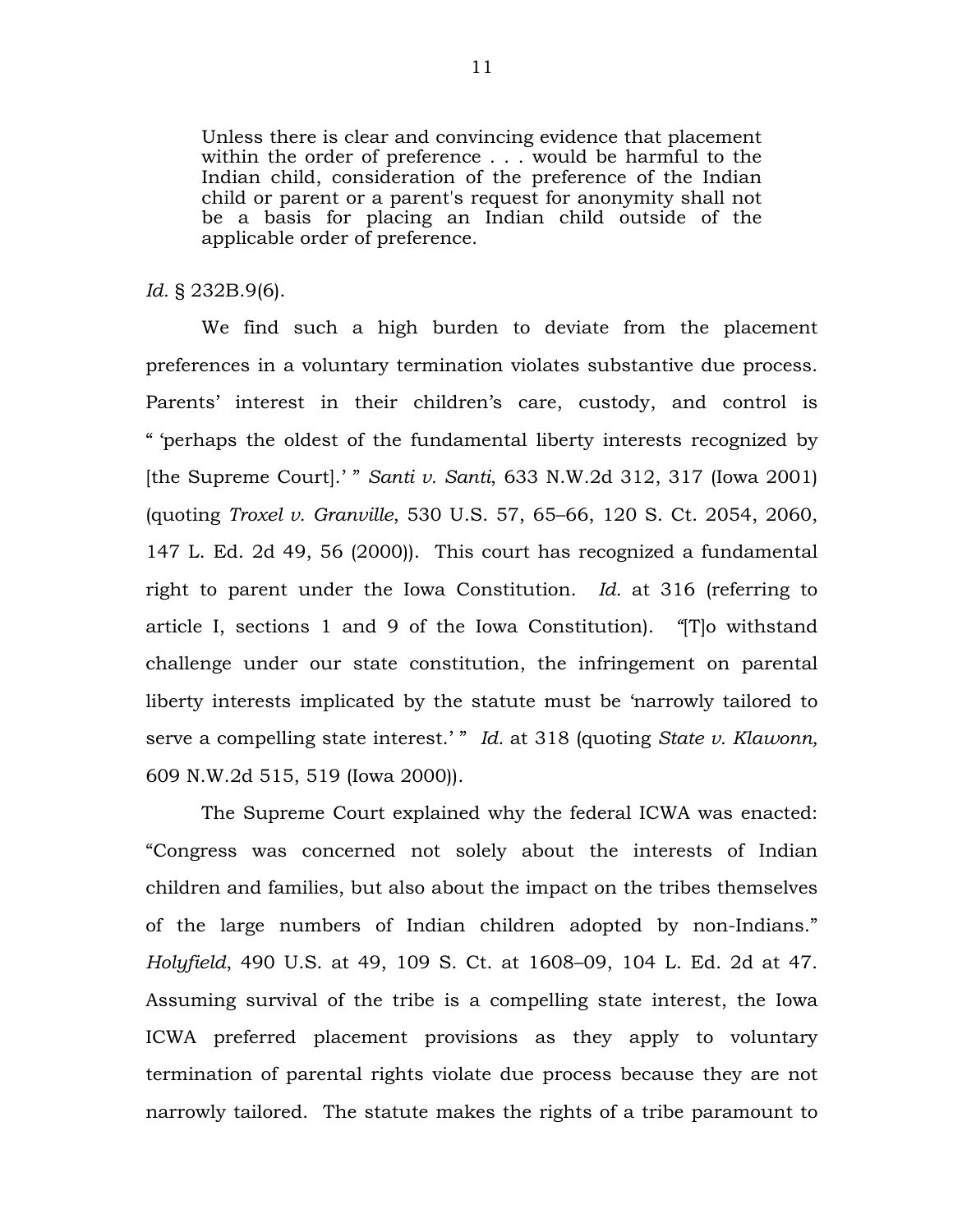> Unless there is clear and convincing evidence that placement within the order of preference . . . would be harmful to the Indian child, consideration of the preference of the Indian child or parent or a parent's request for anonymity shall not be a basis for placing an Indian child outside of the applicable order of preference.

*Id.* § 232B.9(6).

We find such a high burden to deviate from the placement preferences in a voluntary termination violates substantive due process. Parents' interest in their children's care, custody, and control is " 'perhaps the oldest of the fundamental liberty interests recognized by [the Supreme Court].' " *Santi v. Santi*, 633 N.W.2d 312, 317 (Iowa 2001) (quoting *Troxel v. Granville*, 530 U.S. 57, 65–66, 120 S. Ct. 2054, 2060, 147 L. Ed. 2d 49, 56 (2000)). This court has recognized a fundamental right to parent under the Iowa Constitution. *Id.* at 316 (referring to article I, sections 1 and 9 of the Iowa Constitution). "[T]o withstand challenge under our state constitution, the infringement on parental liberty interests implicated by the statute must be 'narrowly tailored to serve a compelling state interest.' " *Id.* at 318 (quoting *State v. Klawonn,* 609 N.W.2d 515, 519 (Iowa 2000)).

The Supreme Court explained why the federal ICWA was enacted: "Congress was concerned not solely about the interests of Indian children and families, but also about the impact on the tribes themselves of the large numbers of Indian children adopted by non-Indians." *Holyfield*, 490 U.S. at 49, 109 S. Ct. at 1608–09, 104 L. Ed. 2d at 47. Assuming survival of the tribe is a compelling state interest, the Iowa ICWA preferred placement provisions as they apply to voluntary termination of parental rights violate due process because they are not narrowly tailored. The statute makes the rights of a tribe paramount to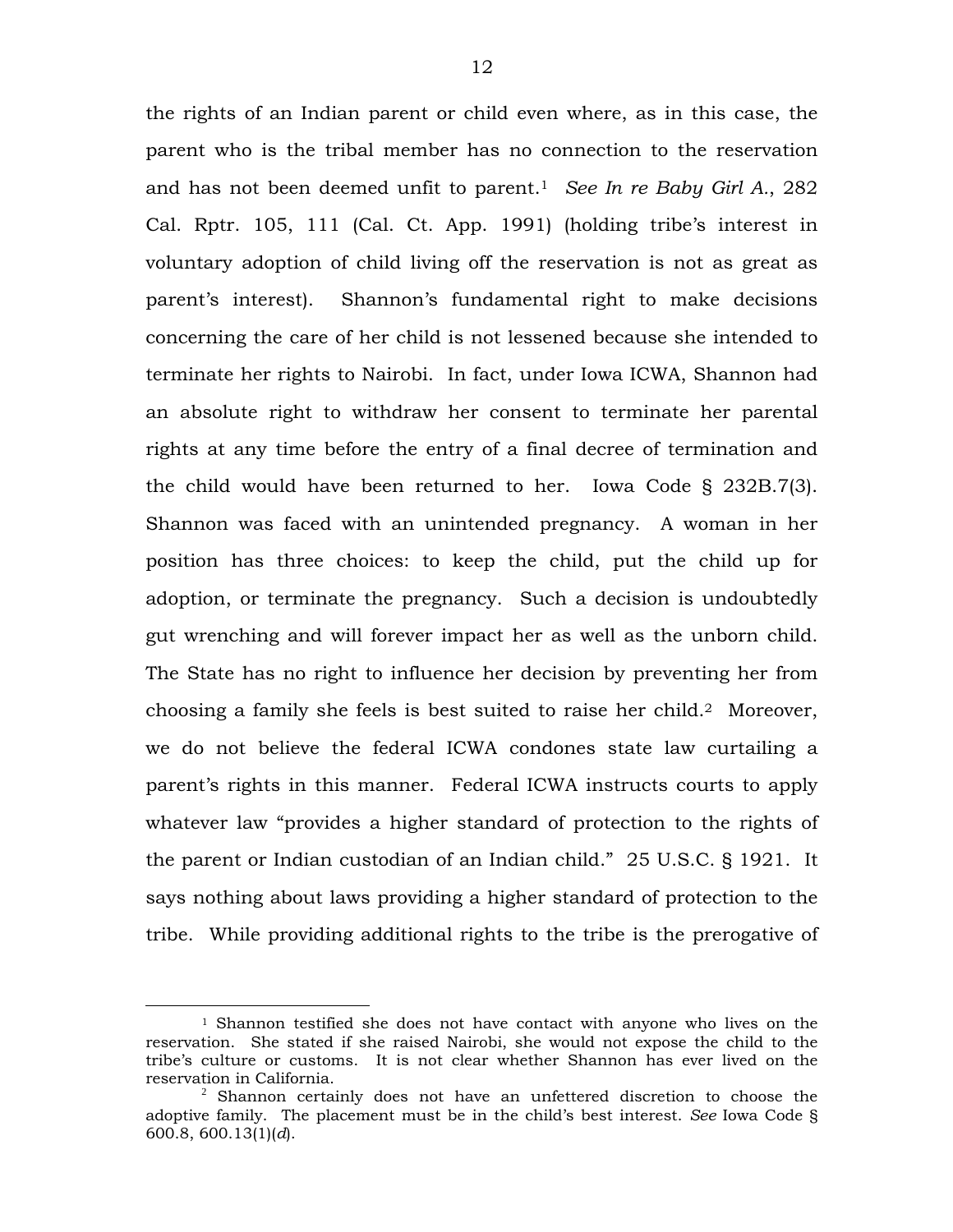the rights of an Indian parent or child even where, as in this case, the parent who is the tribal member has no connection to the reservation and has not been deemed unfit to parent.[1] *See In re Baby Girl A.*, 282 Cal. Rptr. 105, 111 (Cal. Ct. App. 1991) (holding tribe's interest in voluntary adoption of child living off the reservation is not as great as parent's interest). Shannon's fundamental right to make decisions concerning the care of her child is not lessened because she intended to terminate her rights to Nairobi. In fact, under Iowa ICWA, Shannon had an absolute right to withdraw her consent to terminate her parental rights at any time before the entry of a final decree of termination and the child would have been returned to her. Iowa Code § 232B.7(3). Shannon was faced with an unintended pregnancy. A woman in her position has three choices: to keep the child, put the child up for adoption, or terminate the pregnancy. Such a decision is undoubtedly gut wrenching and will forever impact her as well as the unborn child. The State has no right to influence her decision by preventing her from choosing a family she feels is best suited to raise her child.[2] Moreover, we do not believe the federal ICWA condones state law curtailing a parent's rights in this manner. Federal ICWA instructs courts to apply whatever law "provides a higher standard of protection to the rights of the parent or Indian custodian of an Indian child." 25 U.S.C. § 1921. It says nothing about laws providing a higher standard of protection to the tribe. While providing additional rights to the tribe is the prerogative of

---

[1] Shannon testified she does not have contact with anyone who lives on the reservation. She stated if she raised Nairobi, she would not expose the child to the tribe's culture or customs. It is not clear whether Shannon has ever lived on the reservation in California.

[2] Shannon certainly does not have an unfettered discretion to choose the adoptive family. The placement must be in the child's best interest. *See* Iowa Code § 600.8, 600.13(1)(*d*).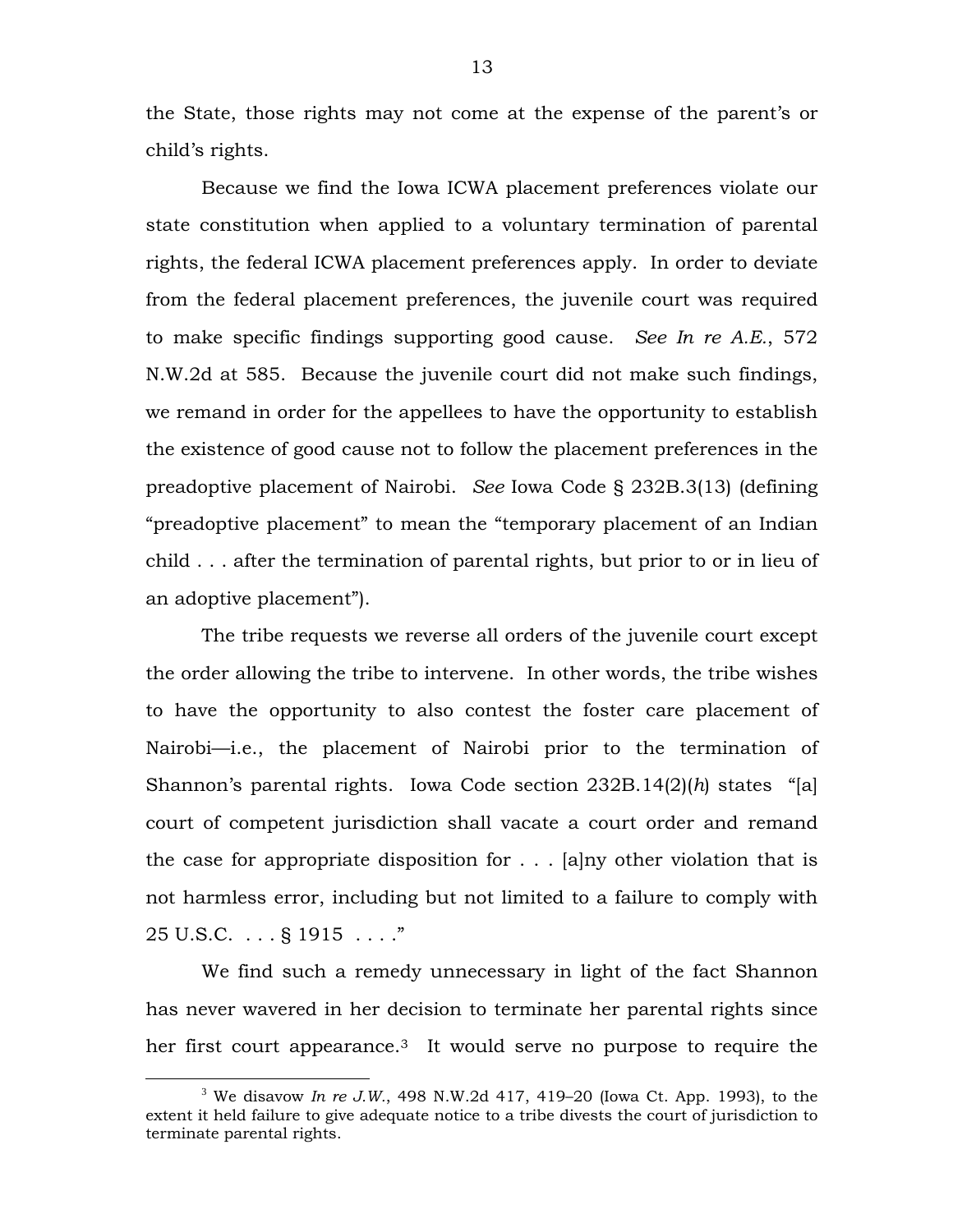the State, those rights may not come at the expense of the parent's or child's rights.

Because we find the Iowa ICWA placement preferences violate our state constitution when applied to a voluntary termination of parental rights, the federal ICWA placement preferences apply. In order to deviate from the federal placement preferences, the juvenile court was required to make specific findings supporting good cause. *See In re A.E.*, 572 N.W.2d at 585. Because the juvenile court did not make such findings, we remand in order for the appellees to have the opportunity to establish the existence of good cause not to follow the placement preferences in the preadoptive placement of Nairobi. *See* Iowa Code § 232B.3(13) (defining "preadoptive placement" to mean the "temporary placement of an Indian child . . . after the termination of parental rights, but prior to or in lieu of an adoptive placement").

The tribe requests we reverse all orders of the juvenile court except the order allowing the tribe to intervene. In other words, the tribe wishes to have the opportunity to also contest the foster care placement of Nairobi—i.e., the placement of Nairobi prior to the termination of Shannon's parental rights. Iowa Code section 232B.14(2)(*h*) states "[a] court of competent jurisdiction shall vacate a court order and remand the case for appropriate disposition for . . . [a]ny other violation that is not harmless error, including but not limited to a failure to comply with 25 U.S.C. . . . § 1915 . . . ."

We find such a remedy unnecessary in light of the fact Shannon has never wavered in her decision to terminate her parental rights since her first court appearance.[3] It would serve no purpose to require the

[3] We disavow *In re J.W.*, 498 N.W.2d 417, 419–20 (Iowa Ct. App. 1993), to the extent it held failure to give adequate notice to a tribe divests the court of jurisdiction to terminate parental rights.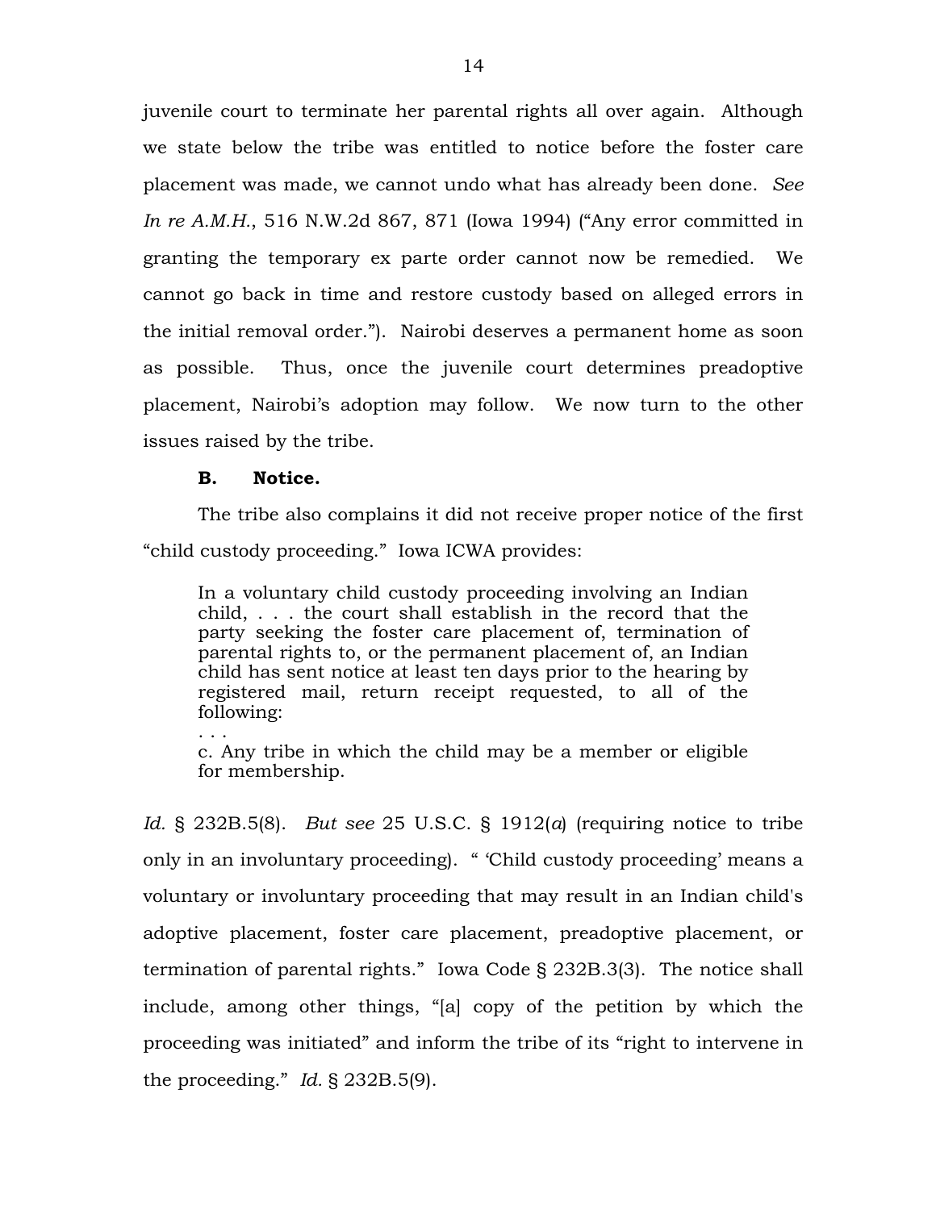juvenile court to terminate her parental rights all over again. Although we state below the tribe was entitled to notice before the foster care placement was made, we cannot undo what has already been done. *See In re A.M.H.*, 516 N.W.2d 867, 871 (Iowa 1994) ("Any error committed in granting the temporary ex parte order cannot now be remedied. We cannot go back in time and restore custody based on alleged errors in the initial removal order."). Nairobi deserves a permanent home as soon as possible. Thus, once the juvenile court determines preadoptive placement, Nairobi's adoption may follow. We now turn to the other issues raised by the tribe.

### B. Notice.

The tribe also complains it did not receive proper notice of the first "child custody proceeding." Iowa ICWA provides:

> In a voluntary child custody proceeding involving an Indian child, . . . the court shall establish in the record that the party seeking the foster care placement of, termination of parental rights to, or the permanent placement of, an Indian child has sent notice at least ten days prior to the hearing by registered mail, return receipt requested, to all of the following:
>
> . . .
>
> c. Any tribe in which the child may be a member or eligible for membership.

*Id.* § 232B.5(8). *But see* 25 U.S.C. § 1912(*a*) (requiring notice to tribe only in an involuntary proceeding). " 'Child custody proceeding' means a voluntary or involuntary proceeding that may result in an Indian child's adoptive placement, foster care placement, preadoptive placement, or termination of parental rights." Iowa Code § 232B.3(3). The notice shall include, among other things, "[a] copy of the petition by which the proceeding was initiated" and inform the tribe of its "right to intervene in the proceeding." *Id.* § 232B.5(9).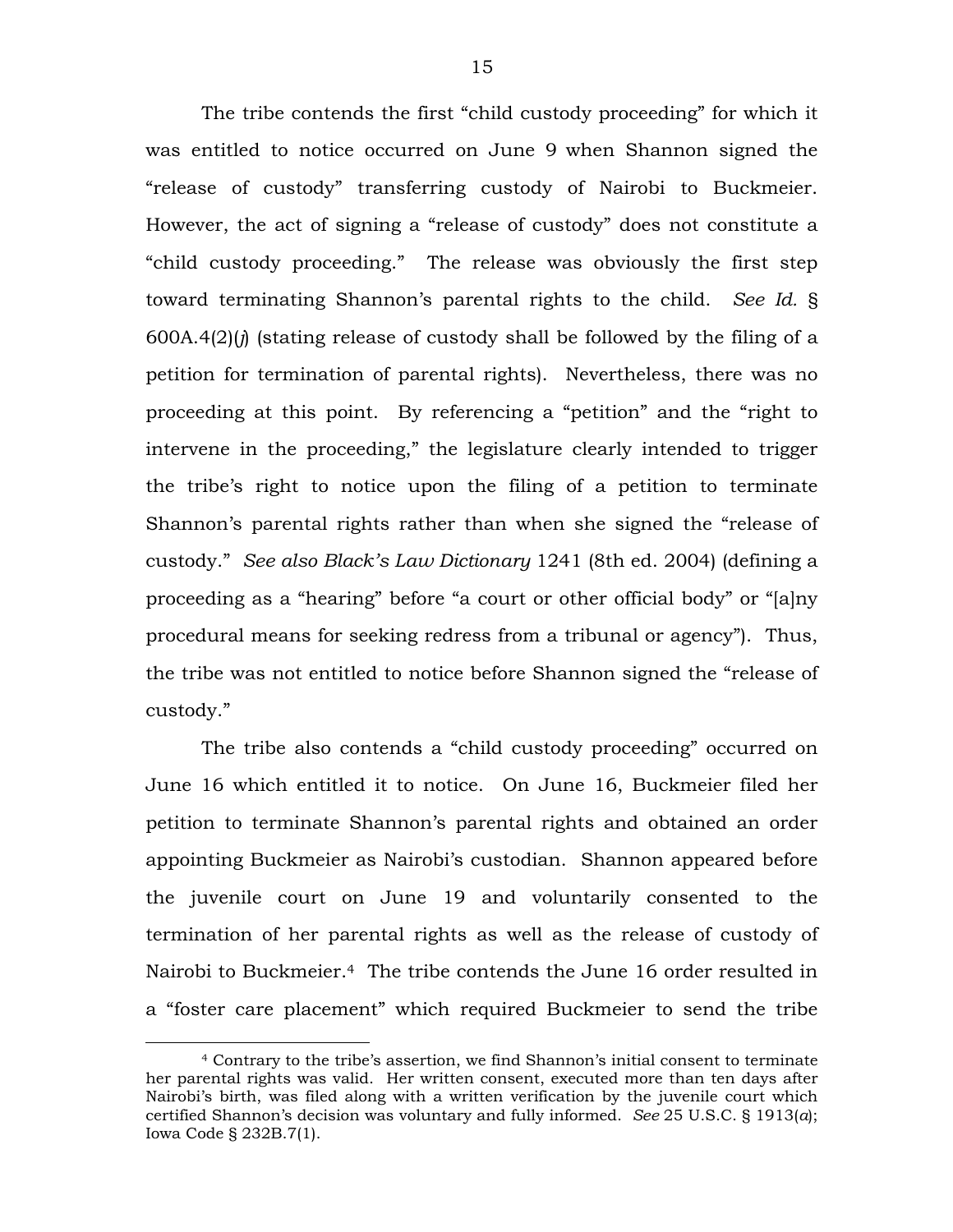The tribe contends the first "child custody proceeding" for which it was entitled to notice occurred on June 9 when Shannon signed the "release of custody" transferring custody of Nairobi to Buckmeier. However, the act of signing a "release of custody" does not constitute a "child custody proceeding." The release was obviously the first step toward terminating Shannon's parental rights to the child. *See Id.* § 600A.4(2)(*j*) (stating release of custody shall be followed by the filing of a petition for termination of parental rights). Nevertheless, there was no proceeding at this point. By referencing a "petition" and the "right to intervene in the proceeding," the legislature clearly intended to trigger the tribe's right to notice upon the filing of a petition to terminate Shannon's parental rights rather than when she signed the "release of custody." *See also Black's Law Dictionary* 1241 (8th ed. 2004) (defining a proceeding as a "hearing" before "a court or other official body" or "[a]ny procedural means for seeking redress from a tribunal or agency"). Thus, the tribe was not entitled to notice before Shannon signed the "release of custody."

The tribe also contends a "child custody proceeding" occurred on June 16 which entitled it to notice. On June 16, Buckmeier filed her petition to terminate Shannon's parental rights and obtained an order appointing Buckmeier as Nairobi's custodian. Shannon appeared before the juvenile court on June 19 and voluntarily consented to the termination of her parental rights as well as the release of custody of Nairobi to Buckmeier.[4] The tribe contends the June 16 order resulted in a "foster care placement" which required Buckmeier to send the tribe

[4] Contrary to the tribe's assertion, we find Shannon's initial consent to terminate her parental rights was valid. Her written consent, executed more than ten days after Nairobi's birth, was filed along with a written verification by the juvenile court which certified Shannon's decision was voluntary and fully informed. *See* 25 U.S.C. § 1913(*a*); Iowa Code § 232B.7(1).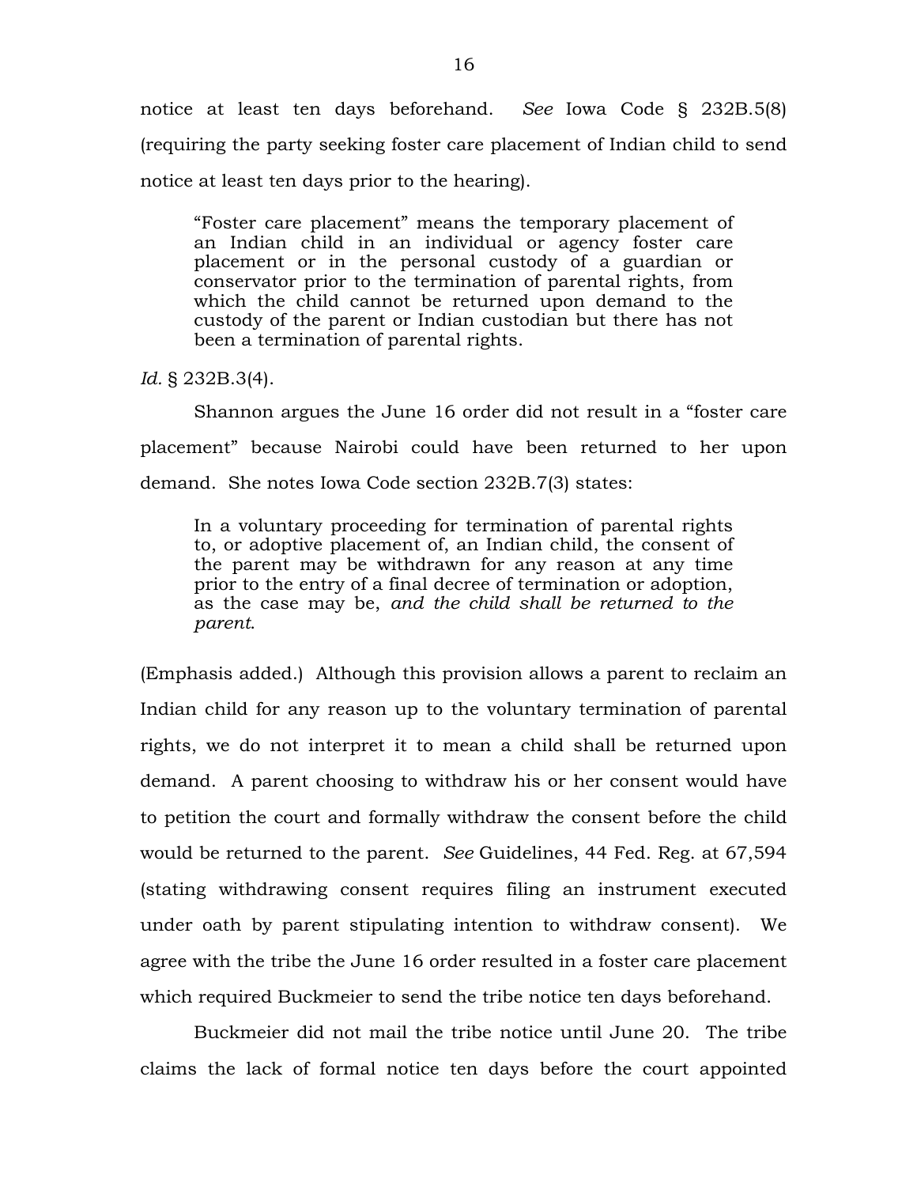notice at least ten days beforehand. *See* Iowa Code § 232B.5(8) (requiring the party seeking foster care placement of Indian child to send notice at least ten days prior to the hearing).

> "Foster care placement" means the temporary placement of an Indian child in an individual or agency foster care placement or in the personal custody of a guardian or conservator prior to the termination of parental rights, from which the child cannot be returned upon demand to the custody of the parent or Indian custodian but there has not been a termination of parental rights.

*Id.* § 232B.3(4).

Shannon argues the June 16 order did not result in a "foster care placement" because Nairobi could have been returned to her upon demand. She notes Iowa Code section 232B.7(3) states:

> In a voluntary proceeding for termination of parental rights to, or adoptive placement of, an Indian child, the consent of the parent may be withdrawn for any reason at any time prior to the entry of a final decree of termination or adoption, as the case may be, *and the child shall be returned to the parent*.

(Emphasis added.) Although this provision allows a parent to reclaim an Indian child for any reason up to the voluntary termination of parental rights, we do not interpret it to mean a child shall be returned upon demand. A parent choosing to withdraw his or her consent would have to petition the court and formally withdraw the consent before the child would be returned to the parent. *See* Guidelines, 44 Fed. Reg. at 67,594 (stating withdrawing consent requires filing an instrument executed under oath by parent stipulating intention to withdraw consent). We agree with the tribe the June 16 order resulted in a foster care placement which required Buckmeier to send the tribe notice ten days beforehand.

Buckmeier did not mail the tribe notice until June 20. The tribe claims the lack of formal notice ten days before the court appointed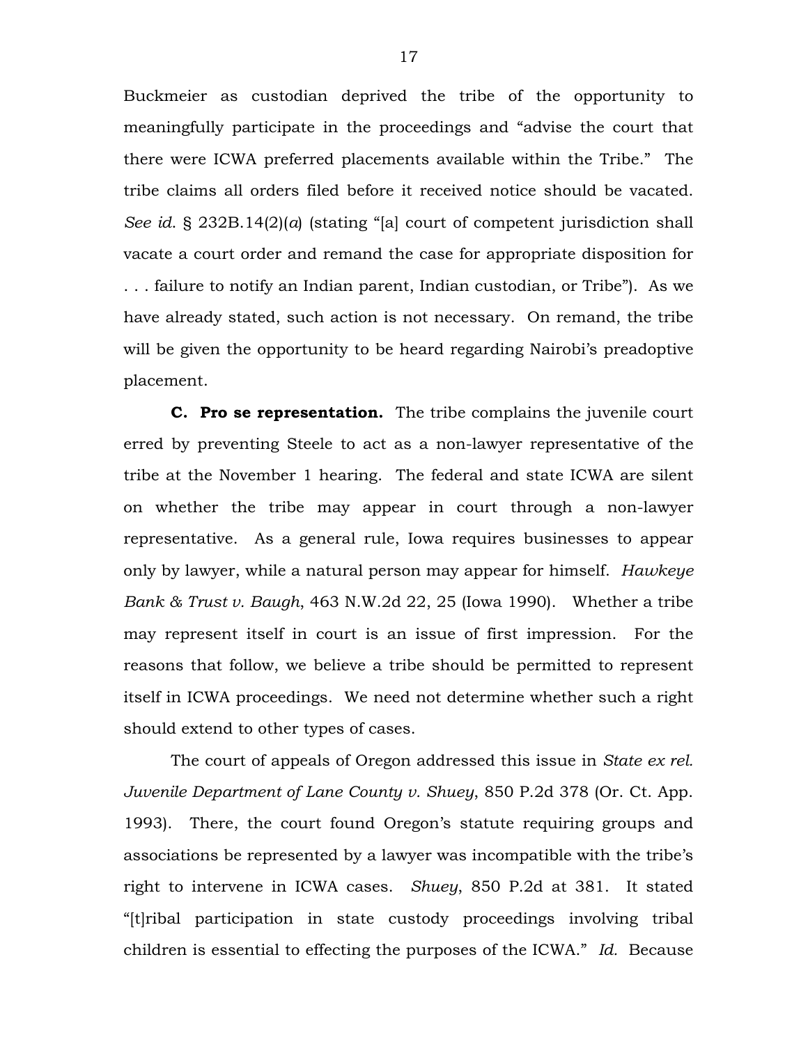Buckmeier as custodian deprived the tribe of the opportunity to meaningfully participate in the proceedings and "advise the court that there were ICWA preferred placements available within the Tribe." The tribe claims all orders filed before it received notice should be vacated. *See id.* § 232B.14(2)(*a*) (stating "[a] court of competent jurisdiction shall vacate a court order and remand the case for appropriate disposition for . . . failure to notify an Indian parent, Indian custodian, or Tribe"). As we have already stated, such action is not necessary. On remand, the tribe will be given the opportunity to be heard regarding Nairobi's preadoptive placement.

**C. Pro se representation.** The tribe complains the juvenile court erred by preventing Steele to act as a non-lawyer representative of the tribe at the November 1 hearing. The federal and state ICWA are silent on whether the tribe may appear in court through a non-lawyer representative. As a general rule, Iowa requires businesses to appear only by lawyer, while a natural person may appear for himself. *Hawkeye Bank & Trust v. Baugh*, 463 N.W.2d 22, 25 (Iowa 1990). Whether a tribe may represent itself in court is an issue of first impression. For the reasons that follow, we believe a tribe should be permitted to represent itself in ICWA proceedings. We need not determine whether such a right should extend to other types of cases.

The court of appeals of Oregon addressed this issue in *State ex rel. Juvenile Department of Lane County v. Shuey*, 850 P.2d 378 (Or. Ct. App. 1993). There, the court found Oregon's statute requiring groups and associations be represented by a lawyer was incompatible with the tribe's right to intervene in ICWA cases. *Shuey*, 850 P.2d at 381. It stated "[t]ribal participation in state custody proceedings involving tribal children is essential to effecting the purposes of the ICWA." *Id.* Because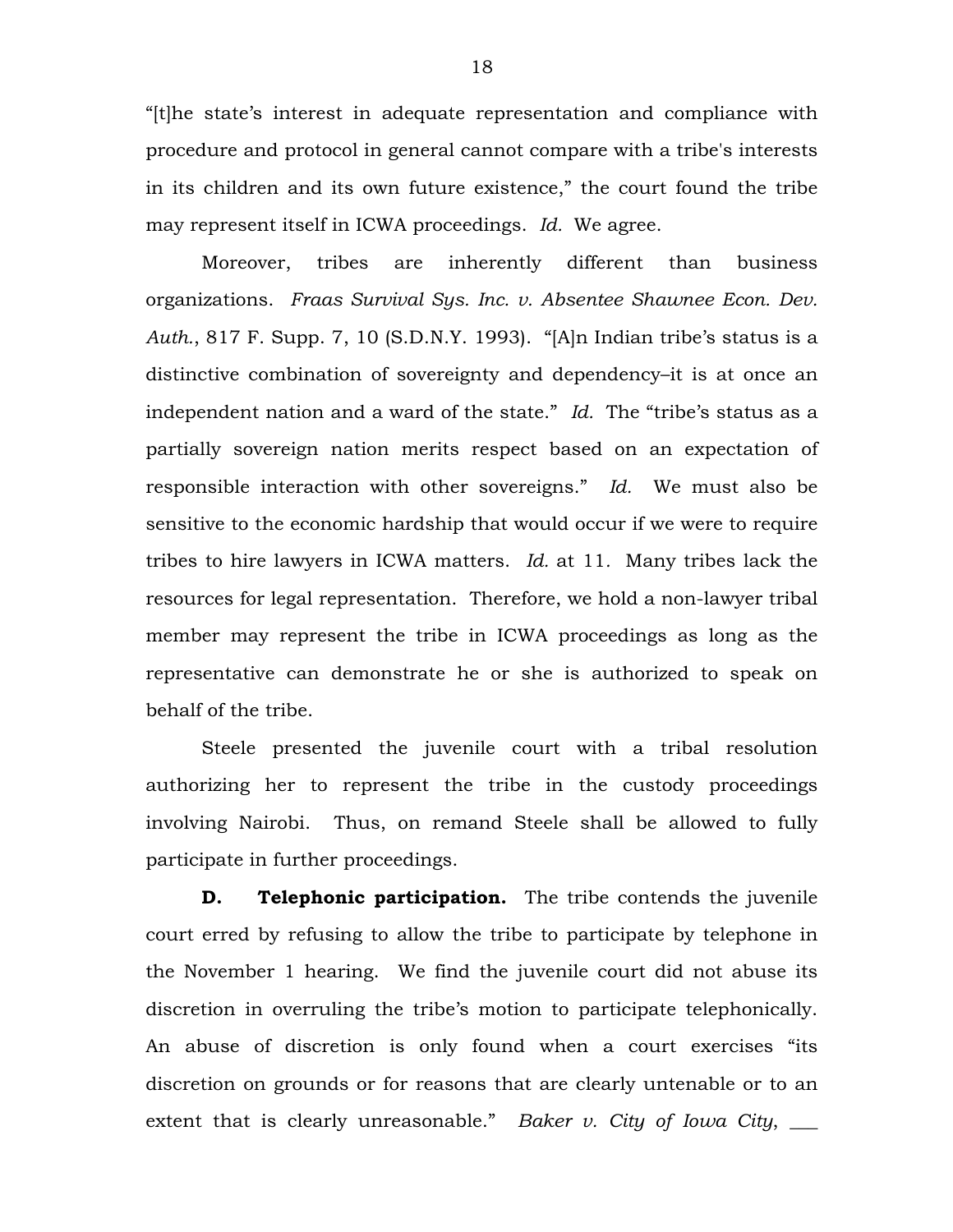"[t]he state's interest in adequate representation and compliance with procedure and protocol in general cannot compare with a tribe's interests in its children and its own future existence," the court found the tribe may represent itself in ICWA proceedings. *Id.* We agree.

Moreover, tribes are inherently different than business organizations. *Fraas Survival Sys. Inc. v. Absentee Shawnee Econ. Dev. Auth.*, 817 F. Supp. 7, 10 (S.D.N.Y. 1993). "[A]n Indian tribe's status is a distinctive combination of sovereignty and dependency–it is at once an independent nation and a ward of the state." *Id.* The "tribe's status as a partially sovereign nation merits respect based on an expectation of responsible interaction with other sovereigns." *Id.* We must also be sensitive to the economic hardship that would occur if we were to require tribes to hire lawyers in ICWA matters. *Id.* at 11. Many tribes lack the resources for legal representation. Therefore, we hold a non-lawyer tribal member may represent the tribe in ICWA proceedings as long as the representative can demonstrate he or she is authorized to speak on behalf of the tribe.

Steele presented the juvenile court with a tribal resolution authorizing her to represent the tribe in the custody proceedings involving Nairobi. Thus, on remand Steele shall be allowed to fully participate in further proceedings.

**D. Telephonic participation.** The tribe contends the juvenile court erred by refusing to allow the tribe to participate by telephone in the November 1 hearing. We find the juvenile court did not abuse its discretion in overruling the tribe's motion to participate telephonically. An abuse of discretion is only found when a court exercises "its discretion on grounds or for reasons that are clearly untenable or to an extent that is clearly unreasonable." *Baker v. City of Iowa City*, ___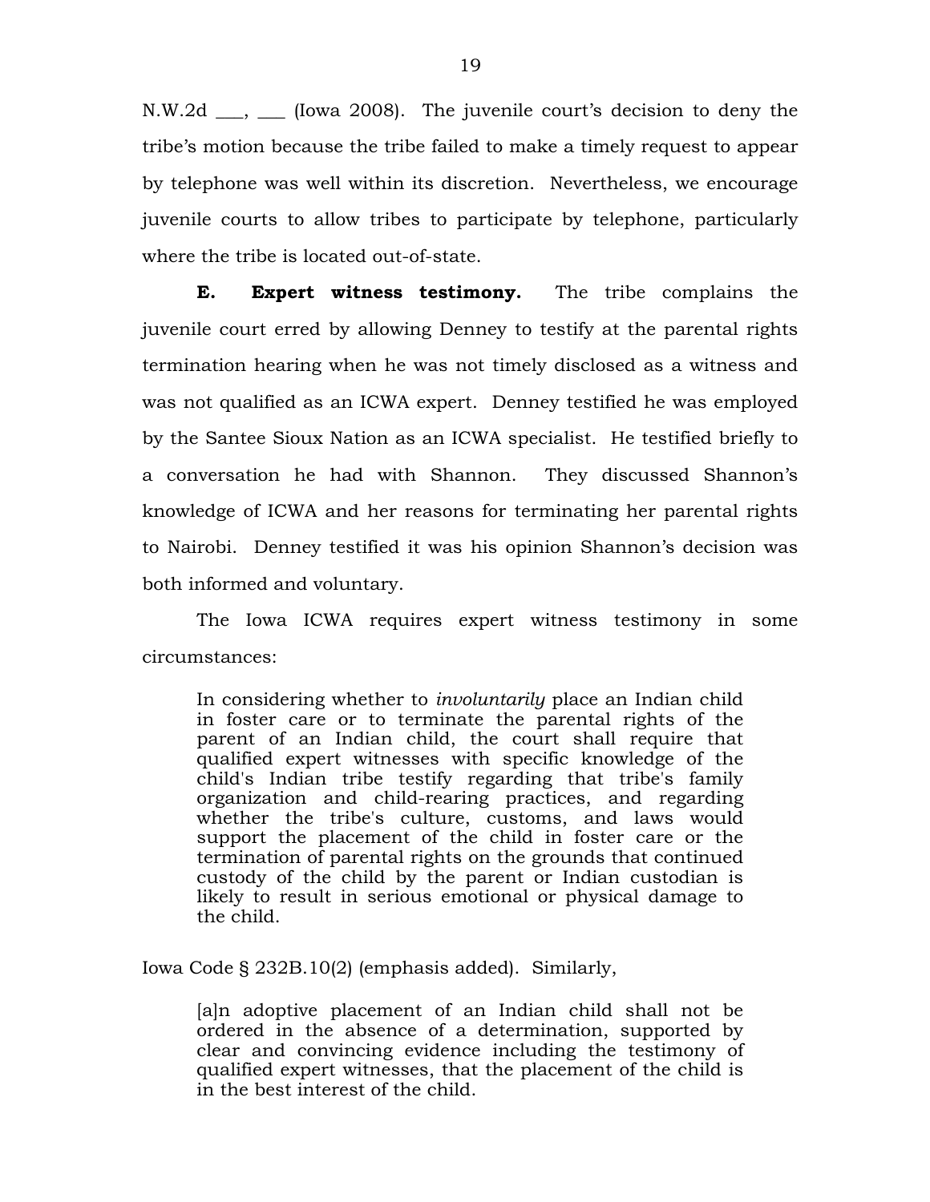N.W.2d ___, ___ (Iowa 2008). The juvenile court's decision to deny the tribe's motion because the tribe failed to make a timely request to appear by telephone was well within its discretion. Nevertheless, we encourage juvenile courts to allow tribes to participate by telephone, particularly where the tribe is located out-of-state.

**E. Expert witness testimony.** The tribe complains the juvenile court erred by allowing Denney to testify at the parental rights termination hearing when he was not timely disclosed as a witness and was not qualified as an ICWA expert. Denney testified he was employed by the Santee Sioux Nation as an ICWA specialist. He testified briefly to a conversation he had with Shannon. They discussed Shannon's knowledge of ICWA and her reasons for terminating her parental rights to Nairobi. Denney testified it was his opinion Shannon's decision was both informed and voluntary.

The Iowa ICWA requires expert witness testimony in some circumstances:

> In considering whether to *involuntarily* place an Indian child in foster care or to terminate the parental rights of the parent of an Indian child, the court shall require that qualified expert witnesses with specific knowledge of the child's Indian tribe testify regarding that tribe's family organization and child-rearing practices, and regarding whether the tribe's culture, customs, and laws would support the placement of the child in foster care or the termination of parental rights on the grounds that continued custody of the child by the parent or Indian custodian is likely to result in serious emotional or physical damage to the child.

Iowa Code § 232B.10(2) (emphasis added). Similarly,

> [a]n adoptive placement of an Indian child shall not be ordered in the absence of a determination, supported by clear and convincing evidence including the testimony of qualified expert witnesses, that the placement of the child is in the best interest of the child.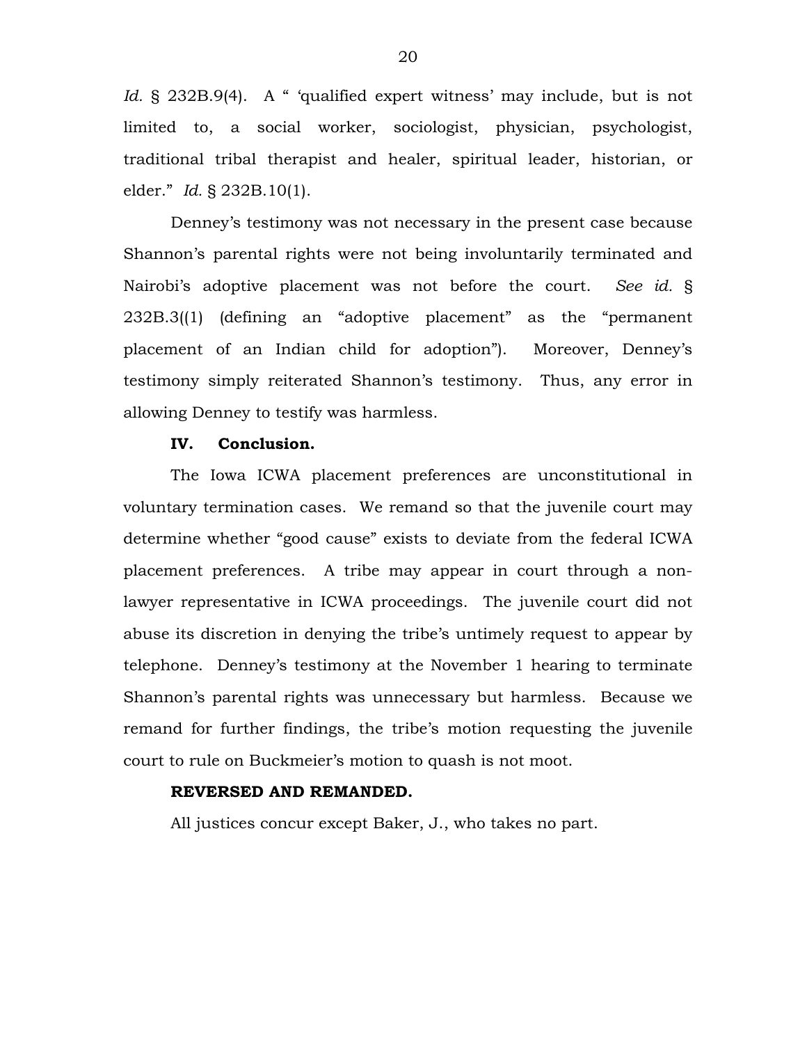*Id.* § 232B.9(4). A " 'qualified expert witness' may include, but is not limited to, a social worker, sociologist, physician, psychologist, traditional tribal therapist and healer, spiritual leader, historian, or elder." *Id.* § 232B.10(1).

Denney's testimony was not necessary in the present case because Shannon's parental rights were not being involuntarily terminated and Nairobi's adoptive placement was not before the court. *See id.* § 232B.3((1) (defining an "adoptive placement" as the "permanent placement of an Indian child for adoption"). Moreover, Denney's testimony simply reiterated Shannon's testimony. Thus, any error in allowing Denney to testify was harmless.

**IV. Conclusion.**

The Iowa ICWA placement preferences are unconstitutional in voluntary termination cases. We remand so that the juvenile court may determine whether "good cause" exists to deviate from the federal ICWA placement preferences. A tribe may appear in court through a non-lawyer representative in ICWA proceedings. The juvenile court did not abuse its discretion in denying the tribe's untimely request to appear by telephone. Denney's testimony at the November 1 hearing to terminate Shannon's parental rights was unnecessary but harmless. Because we remand for further findings, the tribe's motion requesting the juvenile court to rule on Buckmeier's motion to quash is not moot.

**REVERSED AND REMANDED.**

All justices concur except Baker, J., who takes no part.